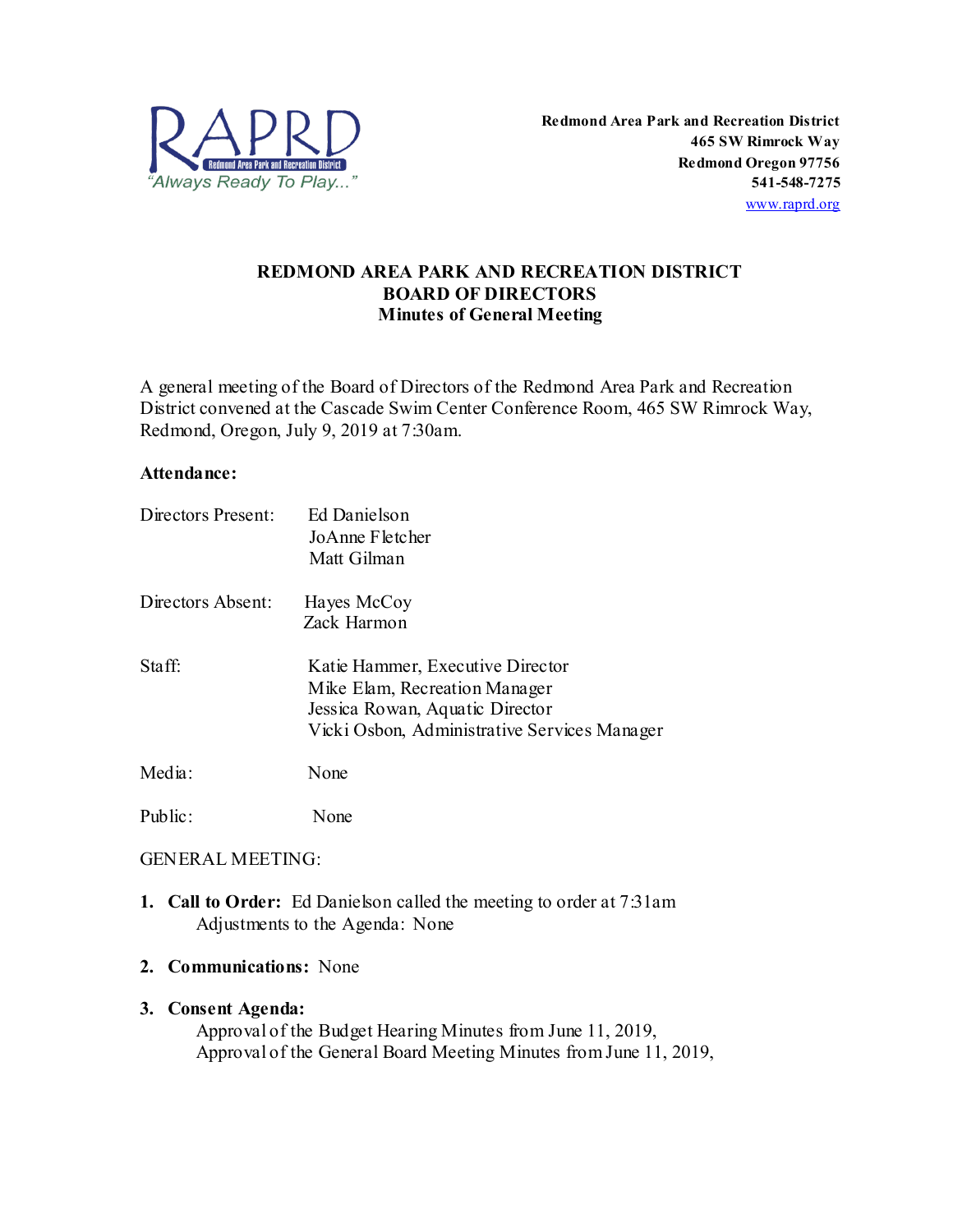RAPRD
Redmond Area Park and Recreation District
"Always Ready To Play..."

**Redmond Area Park and Recreation District**
**465 SW Rimrock Way**
**Redmond Oregon 97756**
**541-548-7275**
www.raprd.org

# REDMOND AREA PARK AND RECREATION DISTRICT
## BOARD OF DIRECTORS
### Minutes of General Meeting

A general meeting of the Board of Directors of the Redmond Area Park and Recreation District convened at the Cascade Swim Center Conference Room, 465 SW Rimrock Way, Redmond, Oregon, July 9, 2019 at 7:30am.

**Attendance:**

Directors Present: Ed Danielson
JoAnne Fletcher
Matt Gilman

Directors Absent: Hayes McCoy
Zack Harmon

Staff: Katie Hammer, Executive Director
Mike Elam, Recreation Manager
Jessica Rowan, Aquatic Director
Vicki Osbon, Administrative Services Manager

Media: None

Public: None

GENERAL MEETING:

1. **Call to Order:** Ed Danielson called the meeting to order at 7:31am
   Adjustments to the Agenda: None

2. **Communications:** None

3. **Consent Agenda:**
   Approval of the Budget Hearing Minutes from June 11, 2019,
   Approval of the General Board Meeting Minutes from June 11, 2019,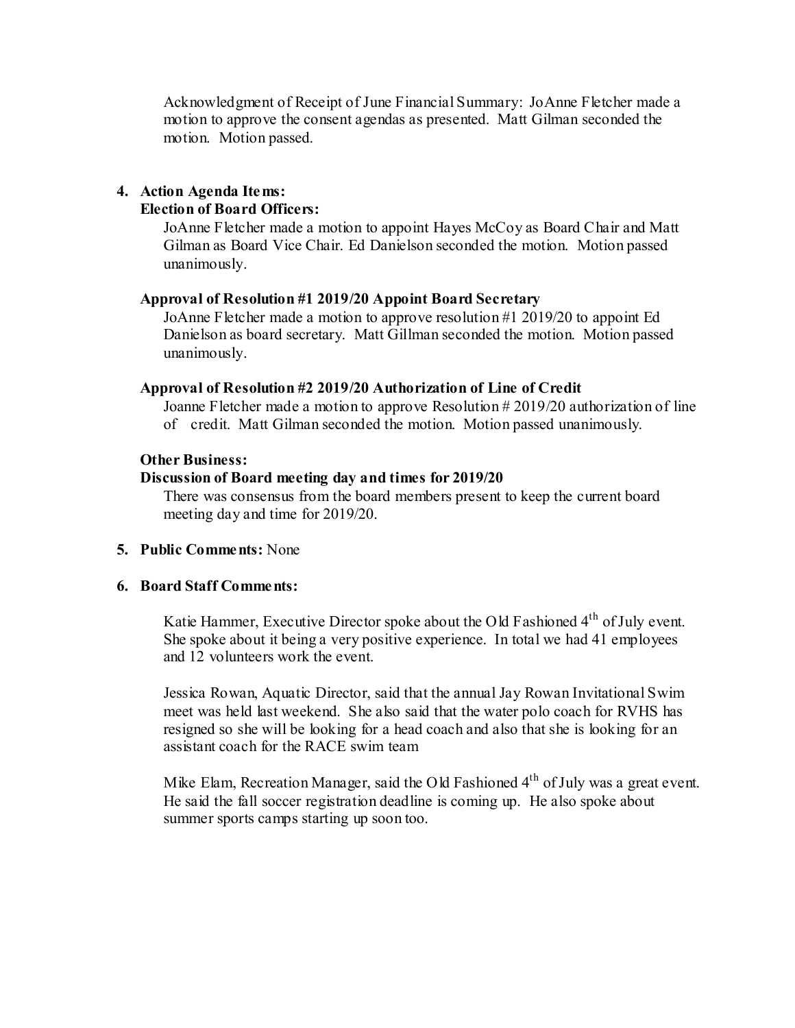Acknowledgment of Receipt of June Financial Summary: JoAnne Fletcher made a motion to approve the consent agendas as presented. Matt Gilman seconded the motion. Motion passed.

4. **Action Agenda Items:**

   **Election of Board Officers:**

   JoAnne Fletcher made a motion to appoint Hayes McCoy as Board Chair and Matt Gilman as Board Vice Chair. Ed Danielson seconded the motion. Motion passed unanimously.

   **Approval of Resolution #1 2019/20 Appoint Board Secretary**

   JoAnne Fletcher made a motion to approve resolution #1 2019/20 to appoint Ed Danielson as board secretary. Matt Gillman seconded the motion. Motion passed unanimously.

   **Approval of Resolution #2 2019/20 Authorization of Line of Credit**

   Joanne Fletcher made a motion to approve Resolution # 2019/20 authorization of line of credit. Matt Gilman seconded the motion. Motion passed unanimously.

   **Other Business:**

   **Discussion of Board meeting day and times for 2019/20**

   There was consensus from the board members present to keep the current board meeting day and time for 2019/20.

5. **Public Comments:** None

6. **Board Staff Comments:**

   Katie Hammer, Executive Director spoke about the Old Fashioned 4th of July event. She spoke about it being a very positive experience. In total we had 41 employees and 12 volunteers work the event.

   Jessica Rowan, Aquatic Director, said that the annual Jay Rowan Invitational Swim meet was held last weekend. She also said that the water polo coach for RVHS has resigned so she will be looking for a head coach and also that she is looking for an assistant coach for the RACE swim team

   Mike Elam, Recreation Manager, said the Old Fashioned 4th of July was a great event. He said the fall soccer registration deadline is coming up. He also spoke about summer sports camps starting up soon too.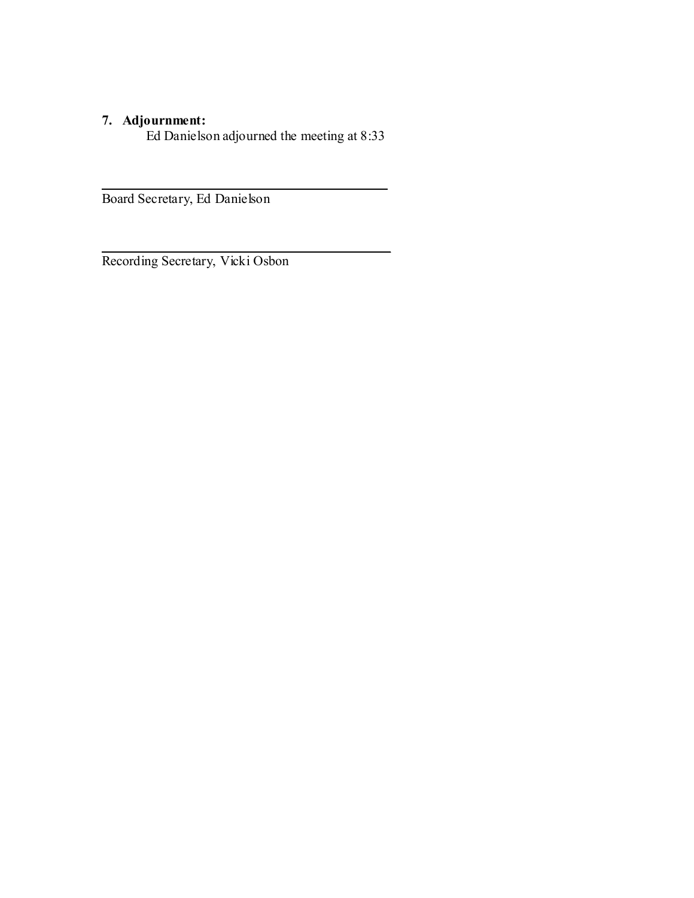**7. Adjournment:**

Ed Danielson adjourned the meeting at 8:33

\_\_\_\_\_\_\_\_\_\_\_\_\_\_\_\_\_\_\_\_\_\_\_\_\_\_\_\_\_\_\_\_\_\_\_\_\_\_\_\_

Board Secretary, Ed Danielson

\_\_\_\_\_\_\_\_\_\_\_\_\_\_\_\_\_\_\_\_\_\_\_\_\_\_\_\_\_\_\_\_\_\_\_\_\_\_\_\_

Recording Secretary, Vicki Osbon